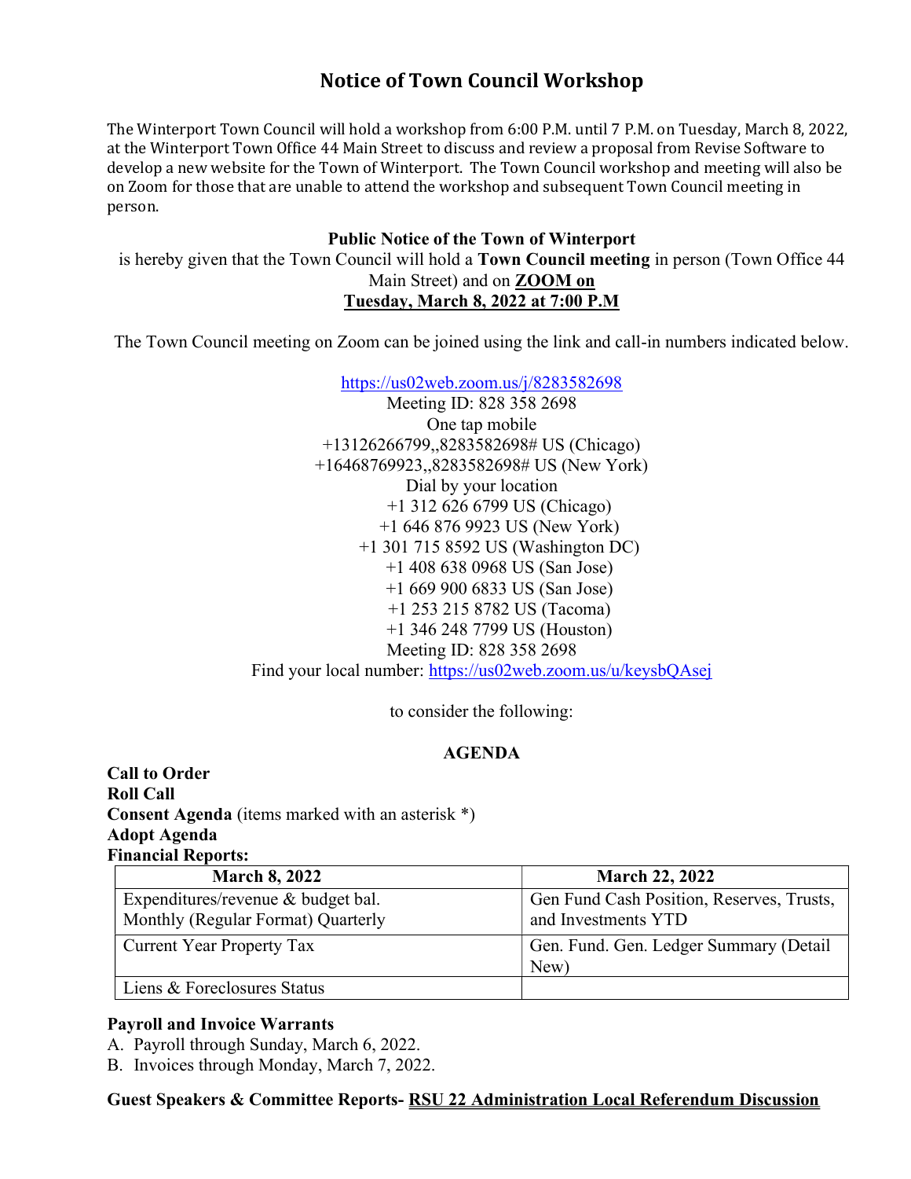# Notice of Town Council Workshop

The Winterport Town Council will hold a workshop from 6:00 P.M. until 7 P.M. on Tuesday, March 8, 2022, at the Winterport Town Office 44 Main Street to discuss and review a proposal from Revise Software to develop a new website for the Town of Winterport. The Town Council workshop and meeting will also be on Zoom for those that are unable to attend the workshop and subsequent Town Council meeting in person.

**Public Notice of the Town of Winterport**

is hereby given that the Town Council will hold a **Town Council meeting** in person (Town Office 44 Main Street) and on **ZOOM on**
**Tuesday, March 8, 2022 at 7:00 P.M**

The Town Council meeting on Zoom can be joined using the link and call-in numbers indicated below.

https://us02web.zoom.us/j/8283582698
Meeting ID: 828 358 2698
One tap mobile
+13126266799,,8283582698# US (Chicago)
+16468769923,,8283582698# US (New York)
Dial by your location
+1 312 626 6799 US (Chicago)
+1 646 876 9923 US (New York)
+1 301 715 8592 US (Washington DC)
+1 408 638 0968 US (San Jose)
+1 669 900 6833 US (San Jose)
+1 253 215 8782 US (Tacoma)
+1 346 248 7799 US (Houston)
Meeting ID: 828 358 2698
Find your local number: https://us02web.zoom.us/u/keysbQAsej

to consider the following:

## AGENDA

**Call to Order**
**Roll Call**
**Consent Agenda** (items marked with an asterisk *)
**Adopt Agenda**
**Financial Reports:**

| March 8, 2022 | March 22, 2022 |
|---|---|
| Expenditures/revenue & budget bal. Monthly (Regular Format) Quarterly | Gen Fund Cash Position, Reserves, Trusts, and Investments YTD |
| Current Year Property Tax | Gen. Fund. Gen. Ledger Summary (Detail New) |
| Liens & Foreclosures Status | |

**Payroll and Invoice Warrants**

A. Payroll through Sunday, March 6, 2022.
B. Invoices through Monday, March 7, 2022.

**Guest Speakers & Committee Reports- RSU 22 Administration Local Referendum Discussion**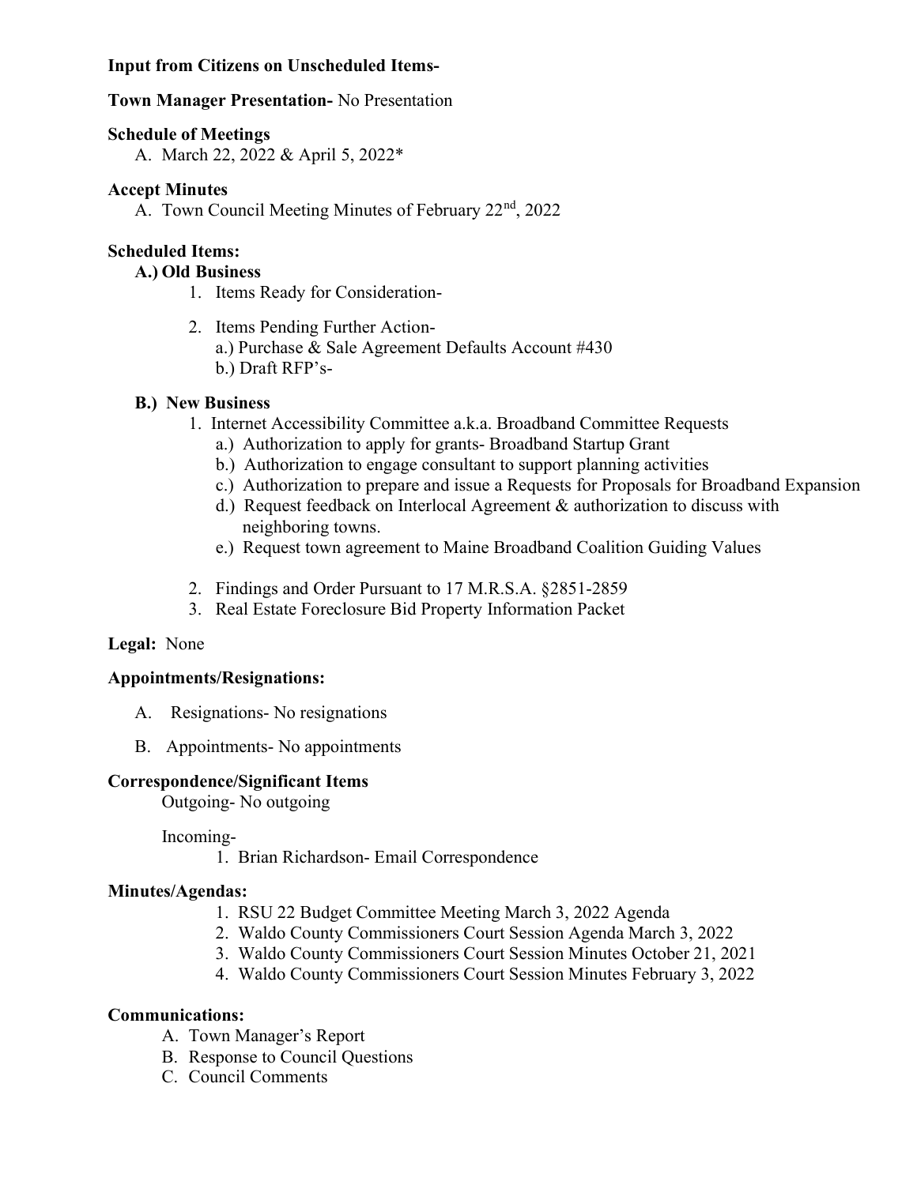**Input from Citizens on Unscheduled Items-**

**Town Manager Presentation-** No Presentation

**Schedule of Meetings**

A. March 22, 2022 & April 5, 2022*

**Accept Minutes**

A. Town Council Meeting Minutes of February 22nd, 2022

**Scheduled Items:**

**A.) Old Business**

1. Items Ready for Consideration-
2. Items Pending Further Action-
   a.) Purchase & Sale Agreement Defaults Account #430
   b.) Draft RFP's-

**B.) New Business**

1. Internet Accessibility Committee a.k.a. Broadband Committee Requests
   a.) Authorization to apply for grants- Broadband Startup Grant
   b.) Authorization to engage consultant to support planning activities
   c.) Authorization to prepare and issue a Requests for Proposals for Broadband Expansion
   d.) Request feedback on Interlocal Agreement & authorization to discuss with neighboring towns.
   e.) Request town agreement to Maine Broadband Coalition Guiding Values
2. Findings and Order Pursuant to 17 M.R.S.A. §2851-2859
3. Real Estate Foreclosure Bid Property Information Packet

**Legal:** None

**Appointments/Resignations:**

A. Resignations- No resignations

B. Appointments- No appointments

**Correspondence/Significant Items**

Outgoing- No outgoing

Incoming-

1. Brian Richardson- Email Correspondence

**Minutes/Agendas:**

1. RSU 22 Budget Committee Meeting March 3, 2022 Agenda
2. Waldo County Commissioners Court Session Agenda March 3, 2022
3. Waldo County Commissioners Court Session Minutes October 21, 2021
4. Waldo County Commissioners Court Session Minutes February 3, 2022

**Communications:**

A. Town Manager's Report
B. Response to Council Questions
C. Council Comments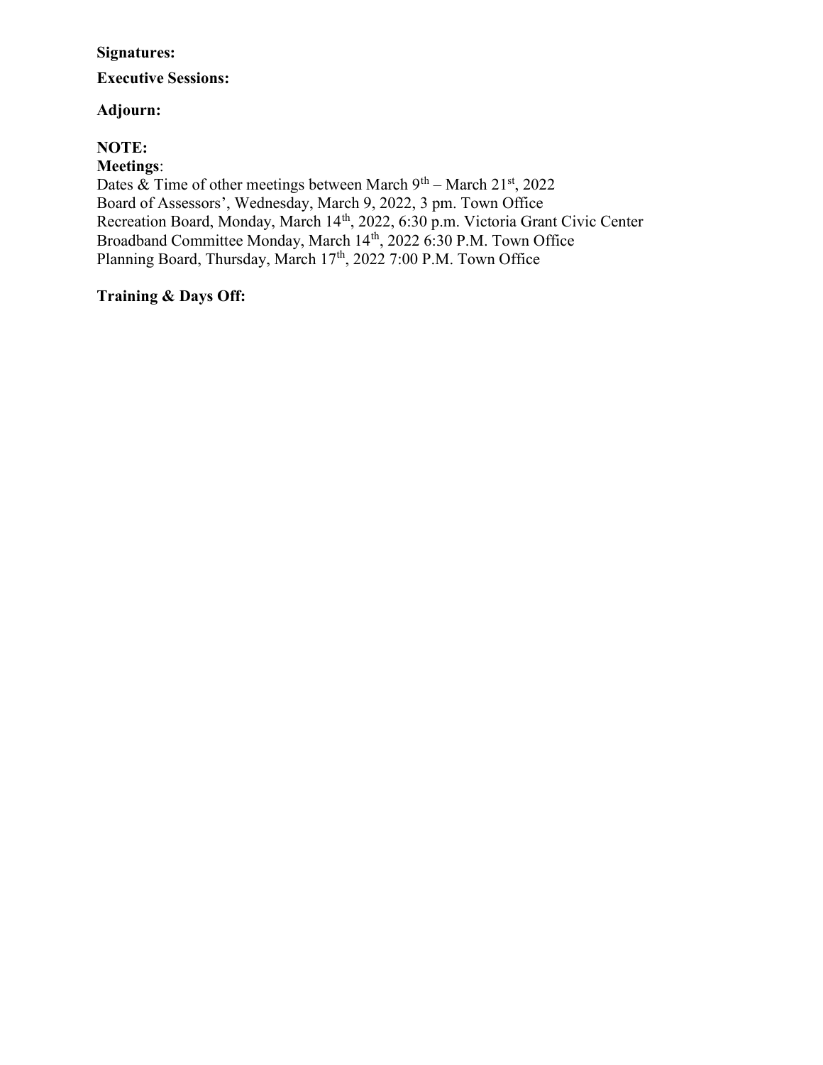**Signatures:**

**Executive Sessions:**

**Adjourn:**

**NOTE:**

**Meetings**:

Dates & Time of other meetings between March 9th – March 21st, 2022
Board of Assessors', Wednesday, March 9, 2022, 3 pm. Town Office
Recreation Board, Monday, March 14th, 2022, 6:30 p.m. Victoria Grant Civic Center
Broadband Committee Monday, March 14th, 2022 6:30 P.M. Town Office
Planning Board, Thursday, March 17th, 2022 7:00 P.M. Town Office

**Training & Days Off:**